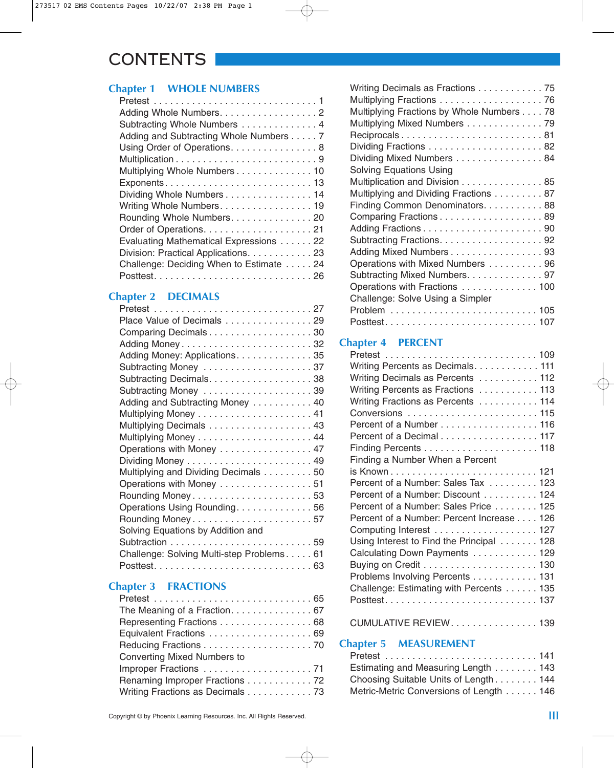# CONTENTS

## Chapter 1 WHOLE NUMBERS

Pretest . . . . . . . . . . . . . . . . . . . . . . . . . . . . . 1
Adding Whole Numbers. . . . . . . . . . . . . . . . . . 2
Subtracting Whole Numbers . . . . . . . . . . . . . . 4
Adding and Subtracting Whole Numbers . . . . . 7
Using Order of Operations. . . . . . . . . . . . . . . . 8
Multiplication . . . . . . . . . . . . . . . . . . . . . . . . . 9
Multiplying Whole Numbers . . . . . . . . . . . . . . 10
Exponents. . . . . . . . . . . . . . . . . . . . . . . . . . . 13
Dividing Whole Numbers . . . . . . . . . . . . . . . . 14
Writing Whole Numbers. . . . . . . . . . . . . . . . . 19
Rounding Whole Numbers. . . . . . . . . . . . . . . 20
Order of Operations. . . . . . . . . . . . . . . . . . . . 21
Evaluating Mathematical Expressions . . . . . . 22
Division: Practical Applications. . . . . . . . . . . . 23
Challenge: Deciding When to Estimate . . . . . 24
Posttest. . . . . . . . . . . . . . . . . . . . . . . . . . . . . 26

## Chapter 2 DECIMALS

Pretest . . . . . . . . . . . . . . . . . . . . . . . . . . . . . 27
Place Value of Decimals . . . . . . . . . . . . . . . . 29
Comparing Decimals . . . . . . . . . . . . . . . . . . . 30
Adding Money . . . . . . . . . . . . . . . . . . . . . . . . 32
Adding Money: Applications. . . . . . . . . . . . . . 35
Subtracting Money . . . . . . . . . . . . . . . . . . . . 37
Subtracting Decimals. . . . . . . . . . . . . . . . . . . 38
Subtracting Money . . . . . . . . . . . . . . . . . . . . 39
Adding and Subtracting Money . . . . . . . . . . . 40
Multiplying Money . . . . . . . . . . . . . . . . . . . . . 41
Multiplying Decimals . . . . . . . . . . . . . . . . . . . 43
Multiplying Money . . . . . . . . . . . . . . . . . . . . . 44
Operations with Money . . . . . . . . . . . . . . . . . 47
Dividing Money . . . . . . . . . . . . . . . . . . . . . . . 49
Multiplying and Dividing Decimals . . . . . . . . . 50
Operations with Money . . . . . . . . . . . . . . . . . 51
Rounding Money. . . . . . . . . . . . . . . . . . . . . . 53
Operations Using Rounding. . . . . . . . . . . . . . 56
Rounding Money. . . . . . . . . . . . . . . . . . . . . . 57
Solving Equations by Addition and
Subtraction . . . . . . . . . . . . . . . . . . . . . . . . . . 59
Challenge: Solving Multi-step Problems. . . . . 61
Posttest. . . . . . . . . . . . . . . . . . . . . . . . . . . . . 63

## Chapter 3 FRACTIONS

Pretest . . . . . . . . . . . . . . . . . . . . . . . . . . . . . 65
The Meaning of a Fraction. . . . . . . . . . . . . . . 67
Representing Fractions . . . . . . . . . . . . . . . . . 68
Equivalent Fractions . . . . . . . . . . . . . . . . . . . 69
Reducing Fractions . . . . . . . . . . . . . . . . . . . . 70
Converting Mixed Numbers to
Improper Fractions . . . . . . . . . . . . . . . . . . . . 71
Renaming Improper Fractions . . . . . . . . . . . . 72
Writing Fractions as Decimals . . . . . . . . . . . . 73
Writing Decimals as Fractions . . . . . . . . . . . . 75
Multiplying Fractions . . . . . . . . . . . . . . . . . . . 76
Multiplying Fractions by Whole Numbers . . . . 78
Multiplying Mixed Numbers . . . . . . . . . . . . . . 79
Reciprocals . . . . . . . . . . . . . . . . . . . . . . . . . . 81
Dividing Fractions . . . . . . . . . . . . . . . . . . . . . 82
Dividing Mixed Numbers . . . . . . . . . . . . . . . . 84
Solving Equations Using
Multiplication and Division . . . . . . . . . . . . . . . 85
Multiplying and Dividing Fractions . . . . . . . . . 87
Finding Common Denominators. . . . . . . . . . . 88
Comparing Fractions . . . . . . . . . . . . . . . . . . . 89
Adding Fractions . . . . . . . . . . . . . . . . . . . . . . 90
Subtracting Fractions. . . . . . . . . . . . . . . . . . . 92
Adding Mixed Numbers . . . . . . . . . . . . . . . . . 93
Operations with Mixed Numbers . . . . . . . . . . 96
Subtracting Mixed Numbers. . . . . . . . . . . . . . 97
Operations with Fractions . . . . . . . . . . . . . . 100
Challenge: Solve Using a Simpler
Problem . . . . . . . . . . . . . . . . . . . . . . . . . . . 105
Posttest. . . . . . . . . . . . . . . . . . . . . . . . . . . . 107

## Chapter 4 PERCENT

Pretest . . . . . . . . . . . . . . . . . . . . . . . . . . . . 109
Writing Percents as Decimals. . . . . . . . . . . . 111
Writing Decimals as Percents . . . . . . . . . . . 112
Writing Percents as Fractions . . . . . . . . . . . 113
Writing Fractions as Percents . . . . . . . . . . . 114
Conversions . . . . . . . . . . . . . . . . . . . . . . . . 115
Percent of a Number . . . . . . . . . . . . . . . . . . 116
Percent of a Decimal . . . . . . . . . . . . . . . . . . 117
Finding Percents . . . . . . . . . . . . . . . . . . . . . 118
Finding a Number When a Percent
is Known . . . . . . . . . . . . . . . . . . . . . . . . . . . 121
Percent of a Number: Sales Tax . . . . . . . . . 123
Percent of a Number: Discount . . . . . . . . . . 124
Percent of a Number: Sales Price . . . . . . . . 125
Percent of a Number: Percent Increase . . . . 126
Computing Interest . . . . . . . . . . . . . . . . . . . 127
Using Interest to Find the Principal . . . . . . . 128
Calculating Down Payments . . . . . . . . . . . . 129
Buying on Credit . . . . . . . . . . . . . . . . . . . . . 130
Problems Involving Percents . . . . . . . . . . . . 131
Challenge: Estimating with Percents . . . . . . 135
Posttest. . . . . . . . . . . . . . . . . . . . . . . . . . . . 137

CUMULATIVE REVIEW. . . . . . . . . . . . . . . . 139

## Chapter 5 MEASUREMENT

Pretest . . . . . . . . . . . . . . . . . . . . . . . . . . . . 141
Estimating and Measuring Length . . . . . . . . 143
Choosing Suitable Units of Length. . . . . . . . 144
Metric-Metric Conversions of Length . . . . . . 146

Copyright © by Phoenix Learning Resources. Inc. All Rights Reserved.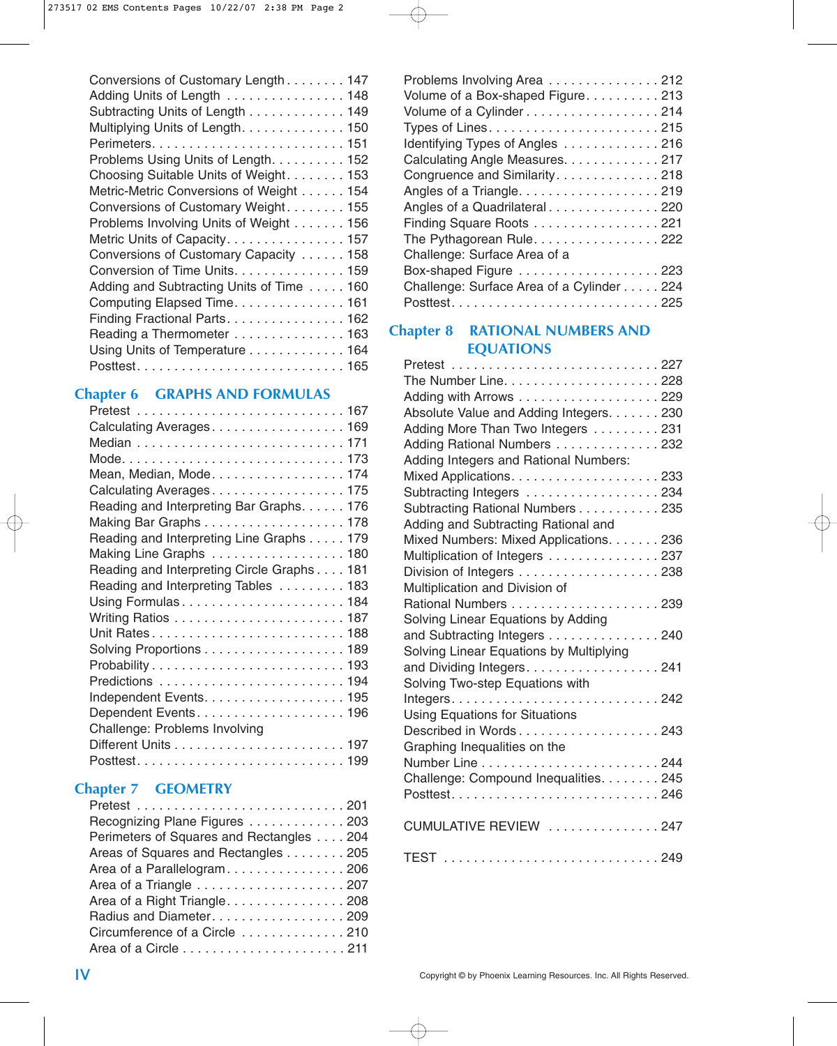Conversions of Customary Length . . . . . . . . 147
Adding Units of Length . . . . . . . . . . . . . . . . 148
Subtracting Units of Length . . . . . . . . . . . . . 149
Multiplying Units of Length. . . . . . . . . . . . . . 150
Perimeters. . . . . . . . . . . . . . . . . . . . . . . . . . 151
Problems Using Units of Length. . . . . . . . . . 152
Choosing Suitable Units of Weight. . . . . . . . 153
Metric-Metric Conversions of Weight . . . . . . 154
Conversions of Customary Weight . . . . . . . . 155
Problems Involving Units of Weight . . . . . . . 156
Metric Units of Capacity. . . . . . . . . . . . . . . . 157
Conversions of Customary Capacity . . . . . . 158
Conversion of Time Units. . . . . . . . . . . . . . . 159
Adding and Subtracting Units of Time . . . . . 160
Computing Elapsed Time. . . . . . . . . . . . . . . 161
Finding Fractional Parts. . . . . . . . . . . . . . . . 162
Reading a Thermometer . . . . . . . . . . . . . . . 163
Using Units of Temperature . . . . . . . . . . . . . 164
Posttest. . . . . . . . . . . . . . . . . . . . . . . . . . . 165

## Chapter 6 GRAPHS AND FORMULAS

Pretest . . . . . . . . . . . . . . . . . . . . . . . . . . . 167
Calculating Averages. . . . . . . . . . . . . . . . . . 169
Median . . . . . . . . . . . . . . . . . . . . . . . . . . . 171
Mode. . . . . . . . . . . . . . . . . . . . . . . . . . . . . 173
Mean, Median, Mode. . . . . . . . . . . . . . . . . . 174
Calculating Averages. . . . . . . . . . . . . . . . . . 175
Reading and Interpreting Bar Graphs. . . . . . 176
Making Bar Graphs . . . . . . . . . . . . . . . . . . . 178
Reading and Interpreting Line Graphs . . . . . 179
Making Line Graphs . . . . . . . . . . . . . . . . . . 180
Reading and Interpreting Circle Graphs . . . . 181
Reading and Interpreting Tables . . . . . . . . . 183
Using Formulas. . . . . . . . . . . . . . . . . . . . . . 184
Writing Ratios . . . . . . . . . . . . . . . . . . . . . . . 187
Unit Rates. . . . . . . . . . . . . . . . . . . . . . . . . . 188
Solving Proportions . . . . . . . . . . . . . . . . . . . 189
Probability. . . . . . . . . . . . . . . . . . . . . . . . . . 193
Predictions . . . . . . . . . . . . . . . . . . . . . . . . . 194
Independent Events. . . . . . . . . . . . . . . . . . . 195
Dependent Events. . . . . . . . . . . . . . . . . . . . 196
Challenge: Problems Involving
Different Units . . . . . . . . . . . . . . . . . . . . . . . 197
Posttest. . . . . . . . . . . . . . . . . . . . . . . . . . . 199

## Chapter 7 GEOMETRY

Pretest . . . . . . . . . . . . . . . . . . . . . . . . . . . 201
Recognizing Plane Figures . . . . . . . . . . . . . 203
Perimeters of Squares and Rectangles . . . . 204
Areas of Squares and Rectangles . . . . . . . . 205
Area of a Parallelogram. . . . . . . . . . . . . . . . 206
Area of a Triangle . . . . . . . . . . . . . . . . . . . . 207
Area of a Right Triangle. . . . . . . . . . . . . . . . 208
Radius and Diameter. . . . . . . . . . . . . . . . . . 209
Circumference of a Circle . . . . . . . . . . . . . . 210
Area of a Circle . . . . . . . . . . . . . . . . . . . . . . 211
Problems Involving Area . . . . . . . . . . . . . . . 212
Volume of a Box-shaped Figure. . . . . . . . . . 213
Volume of a Cylinder . . . . . . . . . . . . . . . . . . 214
Types of Lines. . . . . . . . . . . . . . . . . . . . . . . 215
Identifying Types of Angles . . . . . . . . . . . . . 216
Calculating Angle Measures. . . . . . . . . . . . . 217
Congruence and Similarity. . . . . . . . . . . . . . 218
Angles of a Triangle. . . . . . . . . . . . . . . . . . . 219
Angles of a Quadrilateral . . . . . . . . . . . . . . . 220
Finding Square Roots . . . . . . . . . . . . . . . . . 221
The Pythagorean Rule. . . . . . . . . . . . . . . . . 222
Challenge: Surface Area of a
Box-shaped Figure . . . . . . . . . . . . . . . . . . . 223
Challenge: Surface Area of a Cylinder . . . . . 224
Posttest. . . . . . . . . . . . . . . . . . . . . . . . . . . 225

## Chapter 8 RATIONAL NUMBERS AND EQUATIONS

Pretest . . . . . . . . . . . . . . . . . . . . . . . . . . . 227
The Number Line. . . . . . . . . . . . . . . . . . . . . 228
Adding with Arrows . . . . . . . . . . . . . . . . . . . 229
Absolute Value and Adding Integers. . . . . . . 230
Adding More Than Two Integers . . . . . . . . . 231
Adding Rational Numbers . . . . . . . . . . . . . . 232
Adding Integers and Rational Numbers:
Mixed Applications. . . . . . . . . . . . . . . . . . . . 233
Subtracting Integers . . . . . . . . . . . . . . . . . . 234
Subtracting Rational Numbers . . . . . . . . . . . 235
Adding and Subtracting Rational and
Mixed Numbers: Mixed Applications. . . . . . . 236
Multiplication of Integers . . . . . . . . . . . . . . . 237
Division of Integers . . . . . . . . . . . . . . . . . . . 238
Multiplication and Division of
Rational Numbers . . . . . . . . . . . . . . . . . . . . 239
Solving Linear Equations by Adding
and Subtracting Integers . . . . . . . . . . . . . . . 240
Solving Linear Equations by Multiplying
and Dividing Integers. . . . . . . . . . . . . . . . . . 241
Solving Two-step Equations with
Integers. . . . . . . . . . . . . . . . . . . . . . . . . . . . 242
Using Equations for Situations
Described in Words. . . . . . . . . . . . . . . . . . . 243
Graphing Inequalities on the
Number Line . . . . . . . . . . . . . . . . . . . . . . . . 244
Challenge: Compound Inequalities. . . . . . . . 245
Posttest. . . . . . . . . . . . . . . . . . . . . . . . . . . 246

CUMULATIVE REVIEW . . . . . . . . . . . . . . . 247

TEST . . . . . . . . . . . . . . . . . . . . . . . . . . . . 249

Copyright © by Phoenix Learning Resources. Inc. All Rights Reserved.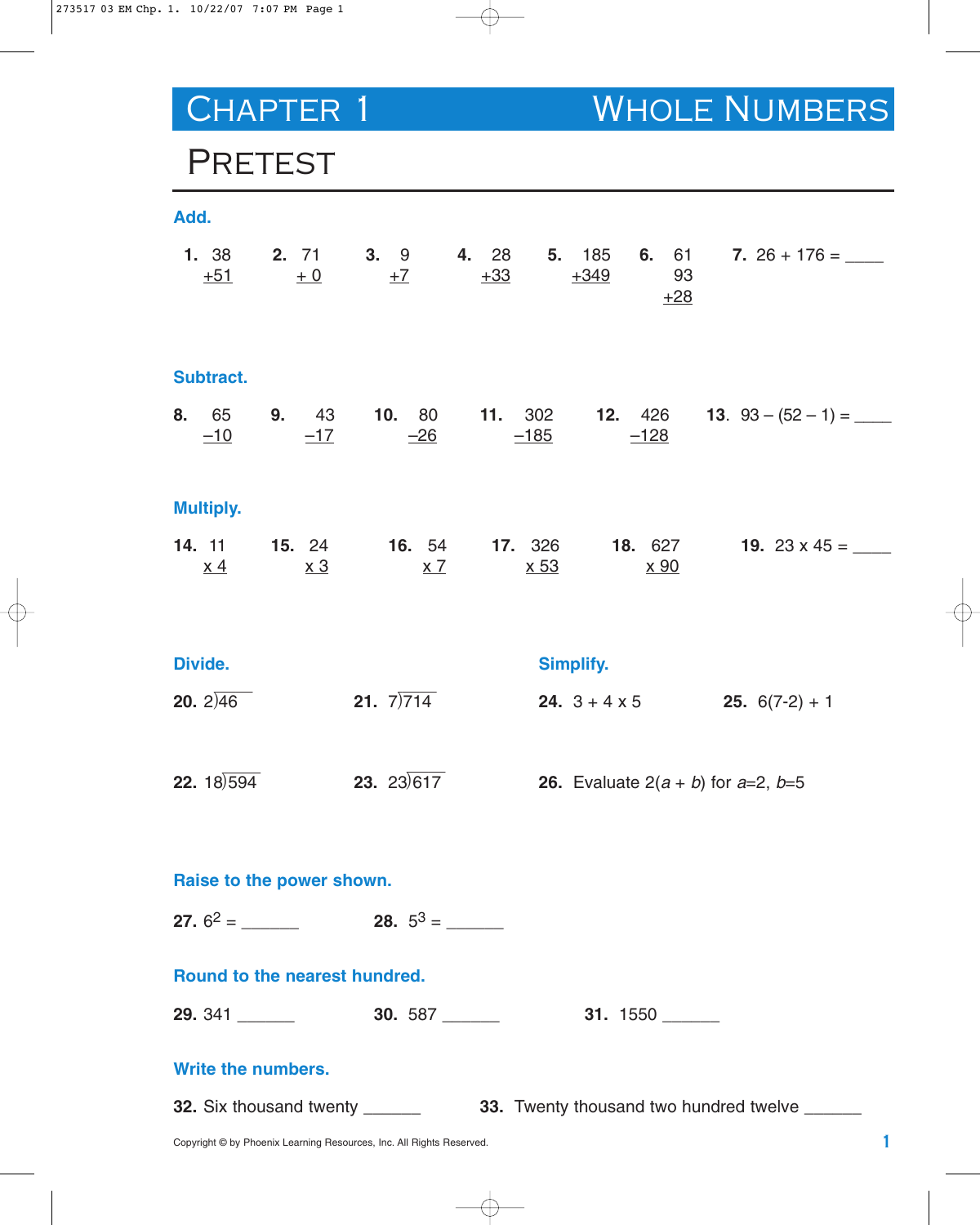# CHAPTER 1 WHOLE NUMBERS

## PRETEST

### Add.

**1.** $\begin{array}{r} 38 \\ +51 \\ \hline \end{array}$ **2.** $\begin{array}{r} 71 \\ +0 \\ \hline \end{array}$ **3.** $\begin{array}{r} 9 \\ +7 \\ \hline \end{array}$ **4.** $\begin{array}{r} 28 \\ +33 \\ \hline \end{array}$ **5.** $\begin{array}{r} 185 \\ +349 \\ \hline \end{array}$ **6.** $\begin{array}{r} 61 \\ 93 \\ +28 \\ \hline \end{array}$ **7.** 26 + 176 = ____

### Subtract.

**8.** $\begin{array}{r} 65 \\ -10 \\ \hline \end{array}$ **9.** $\begin{array}{r} 43 \\ -17 \\ \hline \end{array}$ **10.** $\begin{array}{r} 80 \\ -26 \\ \hline \end{array}$ **11.** $\begin{array}{r} 302 \\ -185 \\ \hline \end{array}$ **12.** $\begin{array}{r} 426 \\ -128 \\ \hline \end{array}$ **13.** 93 – (52 – 1) = ____

### Multiply.

**14.** $\begin{array}{r} 11 \\ \times 4 \\ \hline \end{array}$ **15.** $\begin{array}{r} 24 \\ \times 3 \\ \hline \end{array}$ **16.** $\begin{array}{r} 54 \\ \times 7 \\ \hline \end{array}$ **17.** $\begin{array}{r} 326 \\ \times 53 \\ \hline \end{array}$ **18.** $\begin{array}{r} 627 \\ \times 90 \\ \hline \end{array}$ **19.** 23 x 45 = ____

### Divide.

**20.** $2\overline{)46}$

**21.** $7\overline{)714}$

**22.** $18\overline{)594}$

**23.** $23\overline{)617}$

### Simplify.

**24.** 3 + 4 x 5

**25.** 6(7-2) + 1

**26.** Evaluate $2(a + b)$ for $a$=2, $b$=5

### Raise to the power shown.

**27.** $6^2$ = ______ **28.** $5^3$ = ______

### Round to the nearest hundred.

**29.** 341 ______ **30.** 587 ______ **31.** 1550 ______

### Write the numbers.

**32.** Six thousand twenty ______ **33.** Twenty thousand two hundred twelve ______

Copyright © by Phoenix Learning Resources, Inc. All Rights Reserved.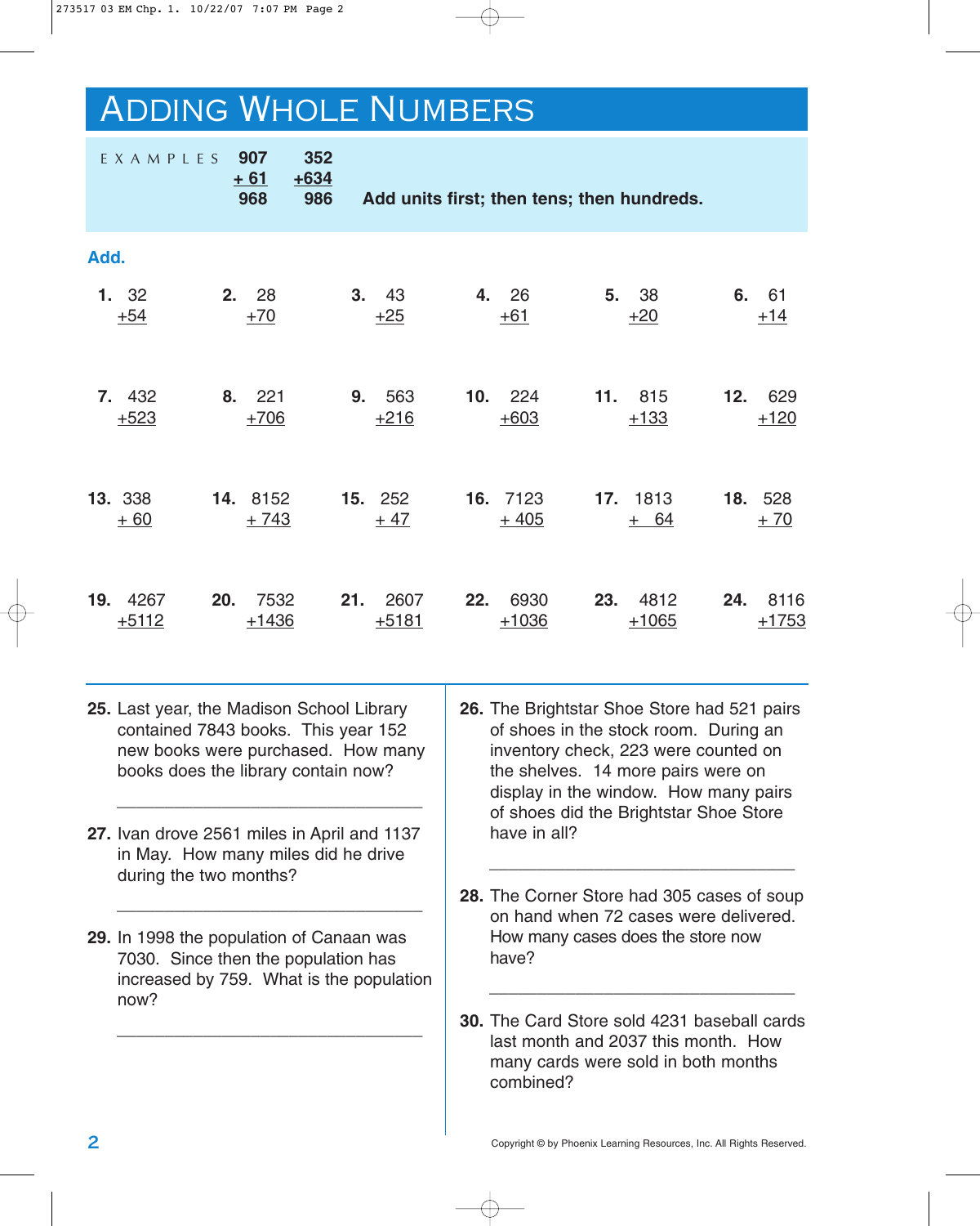# ADDING WHOLE NUMBERS

EXAMPLES

$$\begin{array}{r} 907 \\ +\ 61 \\ \hline 968 \end{array} \qquad \begin{array}{r} 352 \\ +634 \\ \hline 986 \end{array}$$

**Add units first; then tens; then hundreds.**

**Add.**

**1.** $\begin{array}{r} 32 \\ +54 \\ \hline \end{array}$ **2.** $\begin{array}{r} 28 \\ +70 \\ \hline \end{array}$ **3.** $\begin{array}{r} 43 \\ +25 \\ \hline \end{array}$ **4.** $\begin{array}{r} 26 \\ +61 \\ \hline \end{array}$ **5.** $\begin{array}{r} 38 \\ +20 \\ \hline \end{array}$ **6.** $\begin{array}{r} 61 \\ +14 \\ \hline \end{array}$

**7.** $\begin{array}{r} 432 \\ +523 \\ \hline \end{array}$ **8.** $\begin{array}{r} 221 \\ +706 \\ \hline \end{array}$ **9.** $\begin{array}{r} 563 \\ +216 \\ \hline \end{array}$ **10.** $\begin{array}{r} 224 \\ +603 \\ \hline \end{array}$ **11.** $\begin{array}{r} 815 \\ +133 \\ \hline \end{array}$ **12.** $\begin{array}{r} 629 \\ +120 \\ \hline \end{array}$

**13.** $\begin{array}{r} 338 \\ +\ 60 \\ \hline \end{array}$ **14.** $\begin{array}{r} 8152 \\ +\ 743 \\ \hline \end{array}$ **15.** $\begin{array}{r} 252 \\ +\ 47 \\ \hline \end{array}$ **16.** $\begin{array}{r} 7123 \\ +\ 405 \\ \hline \end{array}$ **17.** $\begin{array}{r} 1813 \\ +\ \ 64 \\ \hline \end{array}$ **18.** $\begin{array}{r} 528 \\ +\ 70 \\ \hline \end{array}$

**19.** $\begin{array}{r} 4267 \\ +5112 \\ \hline \end{array}$ **20.** $\begin{array}{r} 7532 \\ +1436 \\ \hline \end{array}$ **21.** $\begin{array}{r} 2607 \\ +5181 \\ \hline \end{array}$ **22.** $\begin{array}{r} 6930 \\ +1036 \\ \hline \end{array}$ **23.** $\begin{array}{r} 4812 \\ +1065 \\ \hline \end{array}$ **24.** $\begin{array}{r} 8116 \\ +1753 \\ \hline \end{array}$

**25.** Last year, the Madison School Library contained 7843 books. This year 152 new books were purchased. How many books does the library contain now?

\_\_\_\_\_\_\_\_\_\_\_\_\_\_\_\_\_\_\_\_\_\_\_\_\_\_\_\_\_\_\_\_

**27.** Ivan drove 2561 miles in April and 1137 in May. How many miles did he drive during the two months?

\_\_\_\_\_\_\_\_\_\_\_\_\_\_\_\_\_\_\_\_\_\_\_\_\_\_\_\_\_\_\_\_

**29.** In 1998 the population of Canaan was 7030. Since then the population has increased by 759. What is the population now?

\_\_\_\_\_\_\_\_\_\_\_\_\_\_\_\_\_\_\_\_\_\_\_\_\_\_\_\_\_\_\_\_

**26.** The Brightstar Shoe Store had 521 pairs of shoes in the stock room. During an inventory check, 223 were counted on the shelves. 14 more pairs were on display in the window. How many pairs of shoes did the Brightstar Shoe Store have in all?

\_\_\_\_\_\_\_\_\_\_\_\_\_\_\_\_\_\_\_\_\_\_\_\_\_\_\_\_\_\_\_\_

**28.** The Corner Store had 305 cases of soup on hand when 72 cases were delivered. How many cases does the store now have?

\_\_\_\_\_\_\_\_\_\_\_\_\_\_\_\_\_\_\_\_\_\_\_\_\_\_\_\_\_\_\_\_

**30.** The Card Store sold 4231 baseball cards last month and 2037 this month. How many cards were sold in both months combined?

Copyright © by Phoenix Learning Resources, Inc. All Rights Reserved.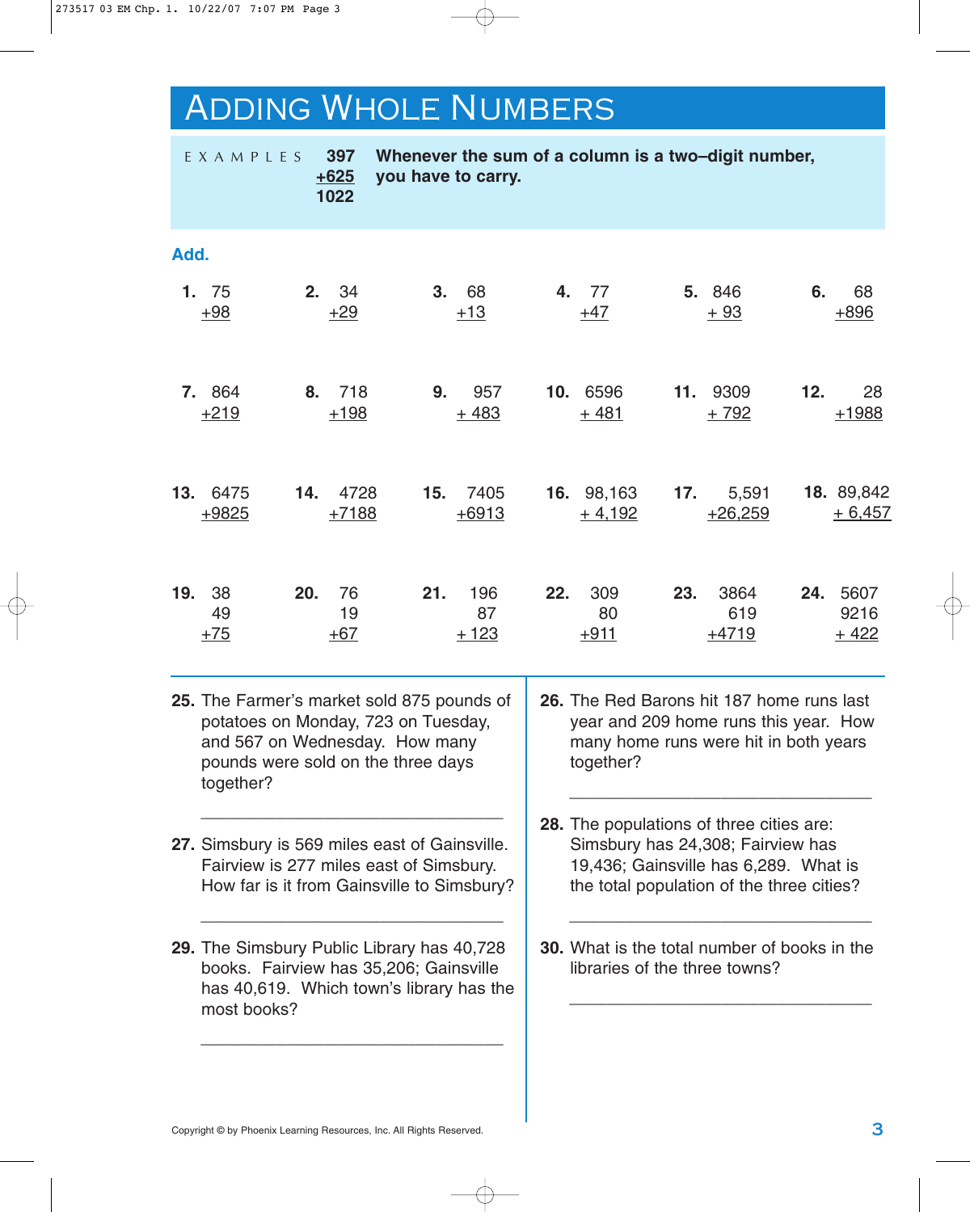# Adding Whole Numbers

**EXAMPLES**

$$\begin{array}{r} 397 \\ +625 \\ \hline 1022 \end{array}$$

**Whenever the sum of a column is a two–digit number, you have to carry.**

**Add.**

**1.** $\begin{array}{r} 75 \\ +98 \\ \hline \end{array}$ **2.** $\begin{array}{r} 34 \\ +29 \\ \hline \end{array}$ **3.** $\begin{array}{r} 68 \\ +13 \\ \hline \end{array}$ **4.** $\begin{array}{r} 77 \\ +47 \\ \hline \end{array}$ **5.** $\begin{array}{r} 846 \\ +93 \\ \hline \end{array}$ **6.** $\begin{array}{r} 68 \\ +896 \\ \hline \end{array}$

**7.** $\begin{array}{r} 864 \\ +219 \\ \hline \end{array}$ **8.** $\begin{array}{r} 718 \\ +198 \\ \hline \end{array}$ **9.** $\begin{array}{r} 957 \\ +483 \\ \hline \end{array}$ **10.** $\begin{array}{r} 6596 \\ +481 \\ \hline \end{array}$ **11.** $\begin{array}{r} 9309 \\ +792 \\ \hline \end{array}$ **12.** $\begin{array}{r} 28 \\ +1988 \\ \hline \end{array}$

**13.** $\begin{array}{r} 6475 \\ +9825 \\ \hline \end{array}$ **14.** $\begin{array}{r} 4728 \\ +7188 \\ \hline \end{array}$ **15.** $\begin{array}{r} 7405 \\ +6913 \\ \hline \end{array}$ **16.** $\begin{array}{r} 98{,}163 \\ +4{,}192 \\ \hline \end{array}$ **17.** $\begin{array}{r} 5{,}591 \\ +26{,}259 \\ \hline \end{array}$ **18.** $\begin{array}{r} 89{,}842 \\ +6{,}457 \\ \hline \end{array}$

**19.** $\begin{array}{r} 38 \\ 49 \\ +75 \\ \hline \end{array}$ **20.** $\begin{array}{r} 76 \\ 19 \\ +67 \\ \hline \end{array}$ **21.** $\begin{array}{r} 196 \\ 87 \\ +123 \\ \hline \end{array}$ **22.** $\begin{array}{r} 309 \\ 80 \\ +911 \\ \hline \end{array}$ **23.** $\begin{array}{r} 3864 \\ 619 \\ +4719 \\ \hline \end{array}$ **24.** $\begin{array}{r} 5607 \\ 9216 \\ +422 \\ \hline \end{array}$

**25.** The Farmer's market sold 875 pounds of potatoes on Monday, 723 on Tuesday, and 567 on Wednesday. How many pounds were sold on the three days together?

_______________________________

**27.** Simsbury is 569 miles east of Gainsville. Fairview is 277 miles east of Simsbury. How far is it from Gainsville to Simsbury?

_______________________________

**29.** The Simsbury Public Library has 40,728 books. Fairview has 35,206; Gainsville has 40,619. Which town's library has the most books?

_______________________________

**26.** The Red Barons hit 187 home runs last year and 209 home runs this year. How many home runs were hit in both years together?

_______________________________

**28.** The populations of three cities are: Simsbury has 24,308; Fairview has 19,436; Gainsville has 6,289. What is the total population of the three cities?

_______________________________

**30.** What is the total number of books in the libraries of the three towns?

_______________________________

Copyright © by Phoenix Learning Resources, Inc. All Rights Reserved.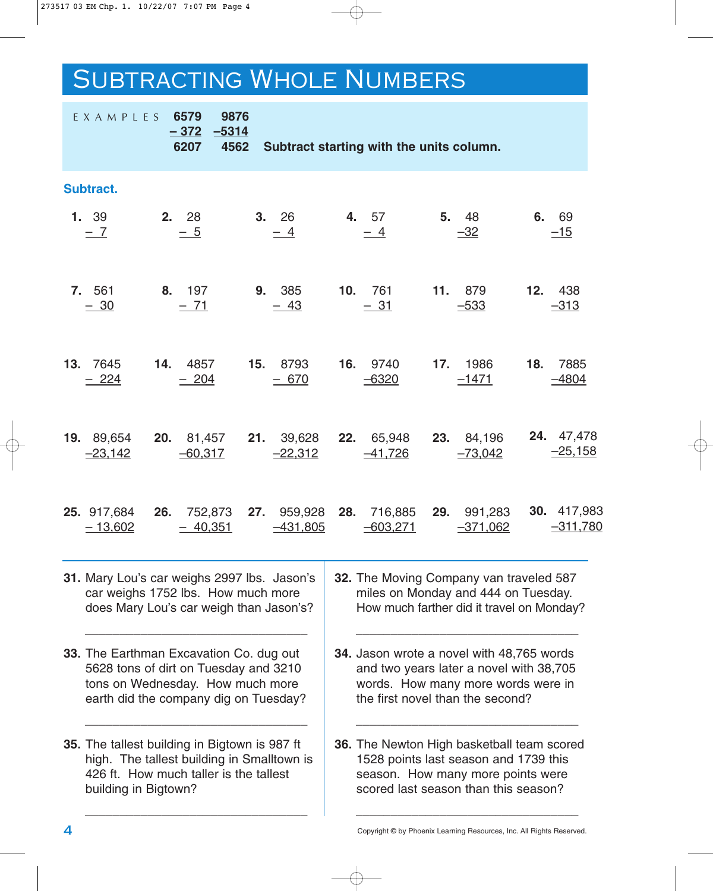# SUBTRACTING WHOLE NUMBERS

EXAMPLES

$$\begin{array}{r} 6579 \\ -\ 372 \\ \hline 6207 \end{array} \qquad \begin{array}{r} 9876 \\ -5314 \\ \hline 4562 \end{array}$$

**Subtract starting with the units column.**

**Subtract.**

1. $\begin{array}{r} 39 \\ -\ 7 \\ \hline \end{array}$
2. $\begin{array}{r} 28 \\ -\ 5 \\ \hline \end{array}$
3. $\begin{array}{r} 26 \\ -\ 4 \\ \hline \end{array}$
4. $\begin{array}{r} 57 \\ -\ 4 \\ \hline \end{array}$
5. $\begin{array}{r} 48 \\ -32 \\ \hline \end{array}$
6. $\begin{array}{r} 69 \\ -15 \\ \hline \end{array}$
7. $\begin{array}{r} 561 \\ -\ 30 \\ \hline \end{array}$
8. $\begin{array}{r} 197 \\ -\ 71 \\ \hline \end{array}$
9. $\begin{array}{r} 385 \\ -\ 43 \\ \hline \end{array}$
10. $\begin{array}{r} 761 \\ -\ 31 \\ \hline \end{array}$
11. $\begin{array}{r} 879 \\ -533 \\ \hline \end{array}$
12. $\begin{array}{r} 438 \\ -313 \\ \hline \end{array}$
13. $\begin{array}{r} 7645 \\ -\ 224 \\ \hline \end{array}$
14. $\begin{array}{r} 4857 \\ -\ 204 \\ \hline \end{array}$
15. $\begin{array}{r} 8793 \\ -\ 670 \\ \hline \end{array}$
16. $\begin{array}{r} 9740 \\ -6320 \\ \hline \end{array}$
17. $\begin{array}{r} 1986 \\ -1471 \\ \hline \end{array}$
18. $\begin{array}{r} 7885 \\ -4804 \\ \hline \end{array}$
19. $\begin{array}{r} 89{,}654 \\ -23{,}142 \\ \hline \end{array}$
20. $\begin{array}{r} 81{,}457 \\ -60{,}317 \\ \hline \end{array}$
21. $\begin{array}{r} 39{,}628 \\ -22{,}312 \\ \hline \end{array}$
22. $\begin{array}{r} 65{,}948 \\ -41{,}726 \\ \hline \end{array}$
23. $\begin{array}{r} 84{,}196 \\ -73{,}042 \\ \hline \end{array}$
24. $\begin{array}{r} 47{,}478 \\ -25{,}158 \\ \hline \end{array}$
25. $\begin{array}{r} 917{,}684 \\ -\ 13{,}602 \\ \hline \end{array}$
26. $\begin{array}{r} 752{,}873 \\ -\ 40{,}351 \\ \hline \end{array}$
27. $\begin{array}{r} 959{,}928 \\ -431{,}805 \\ \hline \end{array}$
28. $\begin{array}{r} 716{,}885 \\ -603{,}271 \\ \hline \end{array}$
29. $\begin{array}{r} 991{,}283 \\ -371{,}062 \\ \hline \end{array}$
30. $\begin{array}{r} 417{,}983 \\ -311{,}780 \\ \hline \end{array}$

**31.** Mary Lou's car weighs 2997 lbs. Jason's car weighs 1752 lbs. How much more does Mary Lou's car weigh than Jason's?

\_\_\_\_\_\_\_\_\_\_\_\_\_\_\_\_\_\_\_\_\_\_\_\_\_\_\_\_\_\_

**32.** The Moving Company van traveled 587 miles on Monday and 444 on Tuesday. How much farther did it travel on Monday?

\_\_\_\_\_\_\_\_\_\_\_\_\_\_\_\_\_\_\_\_\_\_\_\_\_\_\_\_\_\_

**33.** The Earthman Excavation Co. dug out 5628 tons of dirt on Tuesday and 3210 tons on Wednesday. How much more earth did the company dig on Tuesday?

\_\_\_\_\_\_\_\_\_\_\_\_\_\_\_\_\_\_\_\_\_\_\_\_\_\_\_\_\_\_

**34.** Jason wrote a novel with 48,765 words and two years later a novel with 38,705 words. How many more words were in the first novel than the second?

\_\_\_\_\_\_\_\_\_\_\_\_\_\_\_\_\_\_\_\_\_\_\_\_\_\_\_\_\_\_

**35.** The tallest building in Bigtown is 987 ft high. The tallest building in Smalltown is 426 ft. How much taller is the tallest building in Bigtown?

\_\_\_\_\_\_\_\_\_\_\_\_\_\_\_\_\_\_\_\_\_\_\_\_\_\_\_\_\_\_

**36.** The Newton High basketball team scored 1528 points last season and 1739 this season. How many more points were scored last season than this season?

\_\_\_\_\_\_\_\_\_\_\_\_\_\_\_\_\_\_\_\_\_\_\_\_\_\_\_\_\_\_

Copyright © by Phoenix Learning Resources, Inc. All Rights Reserved.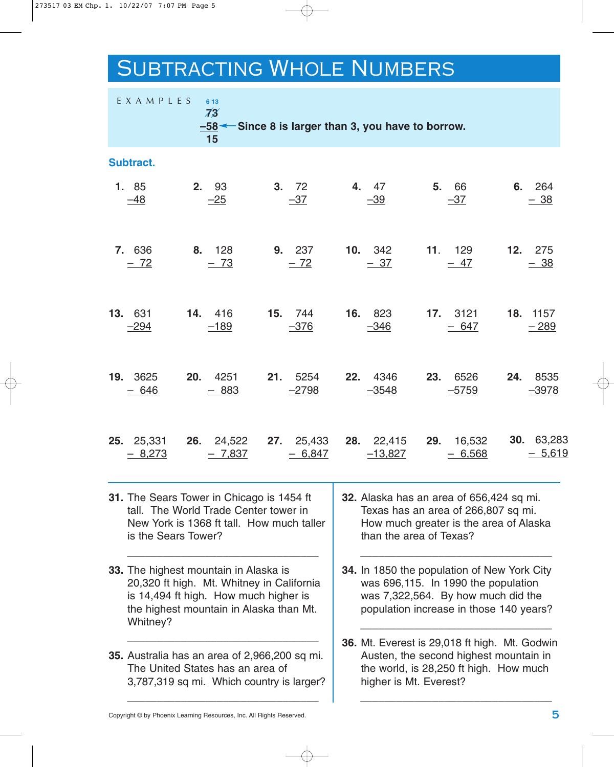# Subtracting Whole Numbers

EXAMPLES

$$\begin{array}{r} \overset{6\,13}{\cancel{7}\cancel{3}} \\ -58 \\ \hline 15 \end{array}$$

← Since 8 is larger than 3, you have to borrow.

**Subtract.**

| | | | | | |
|---|---|---|---|---|---|
| **1.** 85 − 48 | **2.** 93 − 25 | **3.** 72 − 37 | **4.** 47 − 39 | **5.** 66 − 37 | **6.** 264 − 38 |
| **7.** 636 − 72 | **8.** 128 − 73 | **9.** 237 − 72 | **10.** 342 − 37 | **11.** 129 − 47 | **12.** 275 − 38 |
| **13.** 631 − 294 | **14.** 416 − 189 | **15.** 744 − 376 | **16.** 823 − 346 | **17.** 3121 − 647 | **18.** 1157 − 289 |
| **19.** 3625 − 646 | **20.** 4251 − 883 | **21.** 5254 − 2798 | **22.** 4346 − 3548 | **23.** 6526 − 5759 | **24.** 8535 − 3978 |
| **25.** 25,331 − 8,273 | **26.** 24,522 − 7,837 | **27.** 25,433 − 6,847 | **28.** 22,415 − 13,827 | **29.** 16,532 − 6,568 | **30.** 63,283 − 5,619 |

**31.** The Sears Tower in Chicago is 1454 ft tall. The World Trade Center tower in New York is 1368 ft tall. How much taller is the Sears Tower?

______________________________

**32.** Alaska has an area of 656,424 sq mi. Texas has an area of 266,807 sq mi. How much greater is the area of Alaska than the area of Texas?

______________________________

**33.** The highest mountain in Alaska is 20,320 ft high. Mt. Whitney in California is 14,494 ft high. How much higher is the highest mountain in Alaska than Mt. Whitney?

______________________________

**34.** In 1850 the population of New York City was 696,115. In 1990 the population was 7,322,564. By how much did the population increase in those 140 years?

______________________________

**35.** Australia has an area of 2,966,200 sq mi. The United States has an area of 3,787,319 sq mi. Which country is larger?

______________________________

**36.** Mt. Everest is 29,018 ft high. Mt. Godwin Austen, the second highest mountain in the world, is 28,250 ft high. How much higher is Mt. Everest?

______________________________

Copyright © by Phoenix Learning Resources, Inc. All Rights Reserved.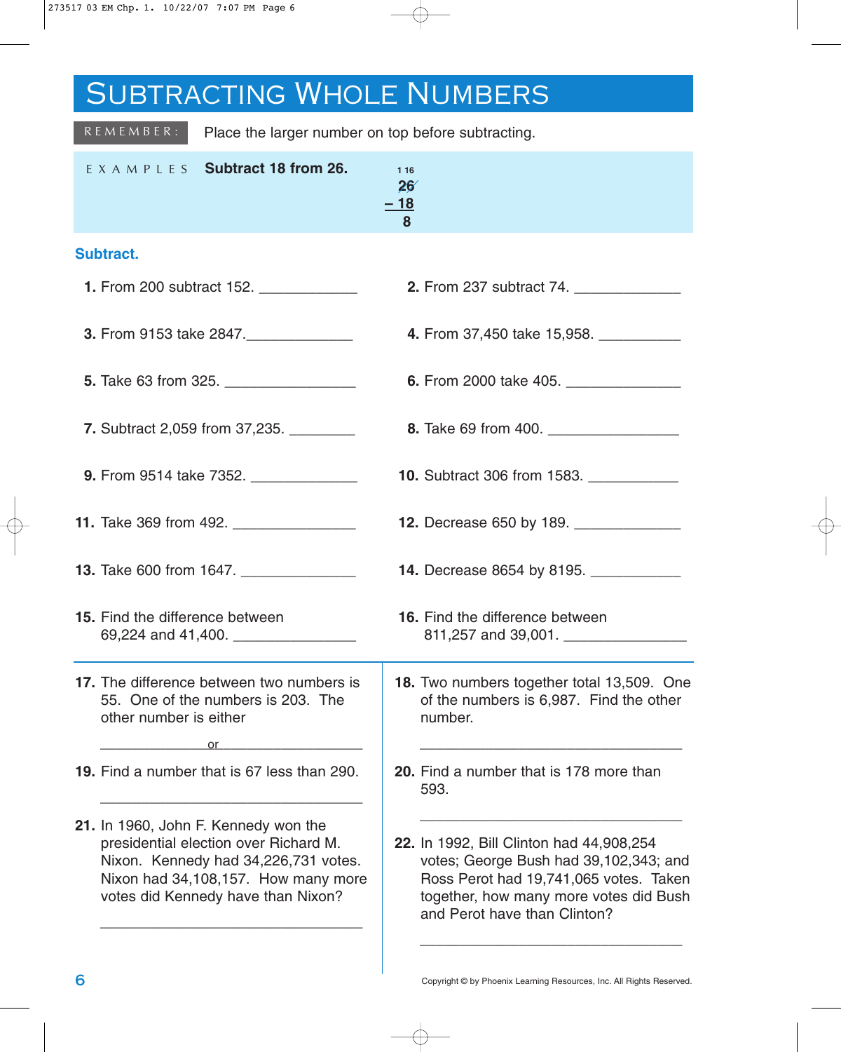# SUBTRACTING WHOLE NUMBERS

REMEMBER: Place the larger number on top before subtracting.

EXAMPLES **Subtract 18 from 26.**

$$\begin{array}{r} \scriptstyle 1\ 16 \\ \not{2}\not{6} \\ -\ 18 \\ \hline 8 \end{array}$$

**Subtract.**

**1.** From 200 subtract 152. ____________

**2.** From 237 subtract 74. _____________

**3.** From 9153 take 2847. _____________

**4.** From 37,450 take 15,958. __________

**5.** Take 63 from 325. ________________

**6.** From 2000 take 405. ______________

**7.** Subtract 2,059 from 37,235. ________

**8.** Take 69 from 400. ________________

**9.** From 9514 take 7352. _____________

**10.** Subtract 306 from 1583. ___________

**11.** Take 369 from 492. _______________

**12.** Decrease 650 by 189. _____________

**13.** Take 600 from 1647. ______________

**14.** Decrease 8654 by 8195. ___________

**15.** Find the difference between 69,224 and 41,400. _______________

**16.** Find the difference between 811,257 and 39,001. _______________

**17.** The difference between two numbers is 55. One of the numbers is 203. The other number is either

_____________ or ___________________

**18.** Two numbers together total 13,509. One of the numbers is 6,987. Find the other number.

_________________________________

**19.** Find a number that is 67 less than 290.

_________________________________

**20.** Find a number that is 178 more than 593.

_________________________________

**21.** In 1960, John F. Kennedy won the presidential election over Richard M. Nixon. Kennedy had 34,226,731 votes. Nixon had 34,108,157. How many more votes did Kennedy have than Nixon?

_________________________________

**22.** In 1992, Bill Clinton had 44,908,254 votes; George Bush had 39,102,343; and Ross Perot had 19,741,065 votes. Taken together, how many more votes did Bush and Perot have than Clinton?

_________________________________

Copyright © by Phoenix Learning Resources, Inc. All Rights Reserved.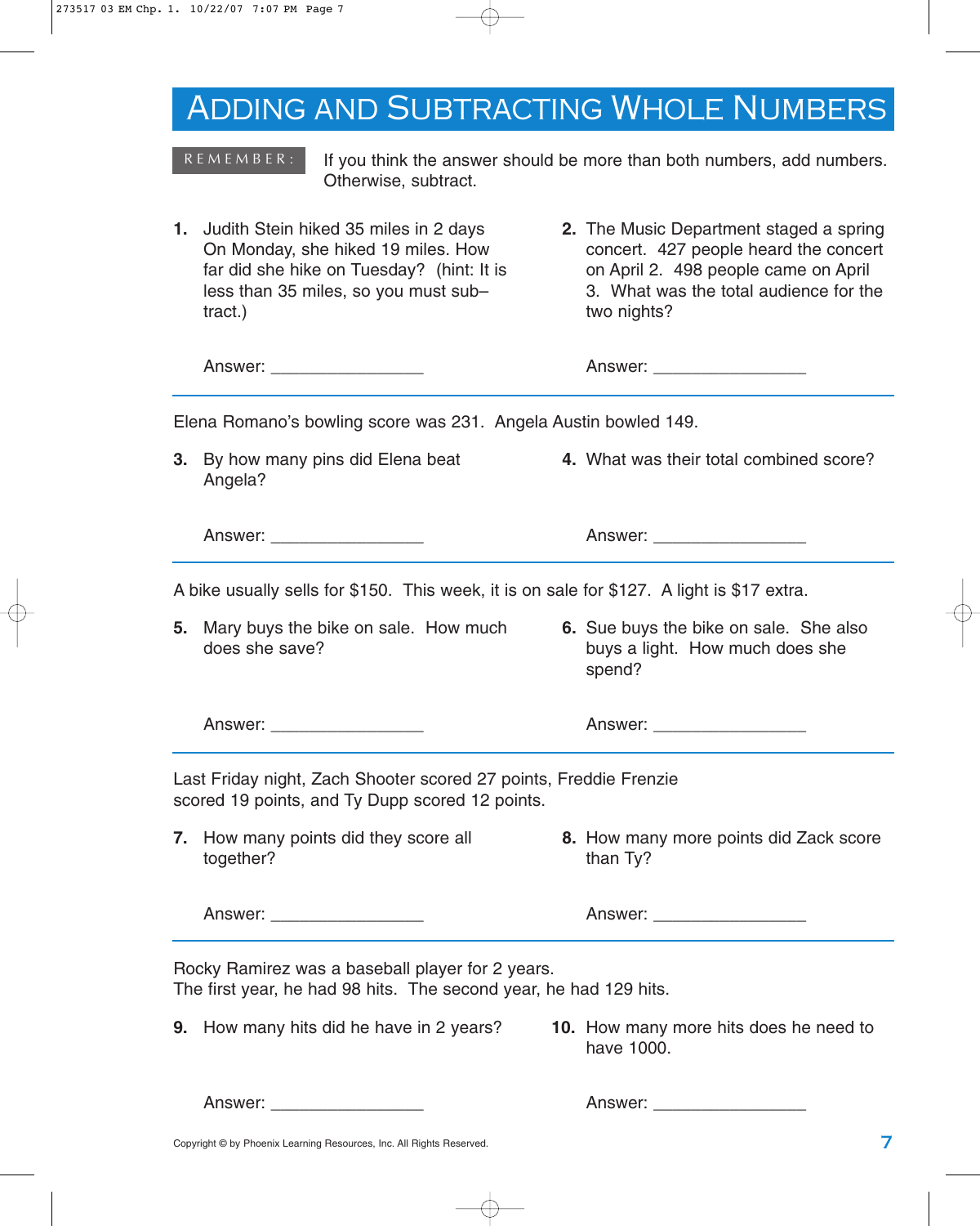# ADDING AND SUBTRACTING WHOLE NUMBERS

**REMEMBER:** If you think the answer should be more than both numbers, add numbers. Otherwise, subtract.

**1.** Judith Stein hiked 35 miles in 2 days On Monday, she hiked 19 miles. How far did she hike on Tuesday? (hint: It is less than 35 miles, so you must sub–tract.)

Answer: ________________

**2.** The Music Department staged a spring concert. 427 people heard the concert on April 2. 498 people came on April 3. What was the total audience for the two nights?

Answer: ________________

---

Elena Romano's bowling score was 231. Angela Austin bowled 149.

**3.** By how many pins did Elena beat Angela?

Answer: ________________

**4.** What was their total combined score?

Answer: ________________

---

A bike usually sells for $150. This week, it is on sale for $127. A light is $17 extra.

**5.** Mary buys the bike on sale. How much does she save?

Answer: ________________

**6.** Sue buys the bike on sale. She also buys a light. How much does she spend?

Answer: ________________

---

Last Friday night, Zach Shooter scored 27 points, Freddie Frenzie scored 19 points, and Ty Dupp scored 12 points.

**7.** How many points did they score all together?

Answer: ________________

**8.** How many more points did Zack score than Ty?

Answer: ________________

---

Rocky Ramirez was a baseball player for 2 years.
The first year, he had 98 hits. The second year, he had 129 hits.

**9.** How many hits did he have in 2 years?

Answer: ________________

**10.** How many more hits does he need to have 1000.

Answer: ________________

Copyright © by Phoenix Learning Resources, Inc. All Rights Reserved.